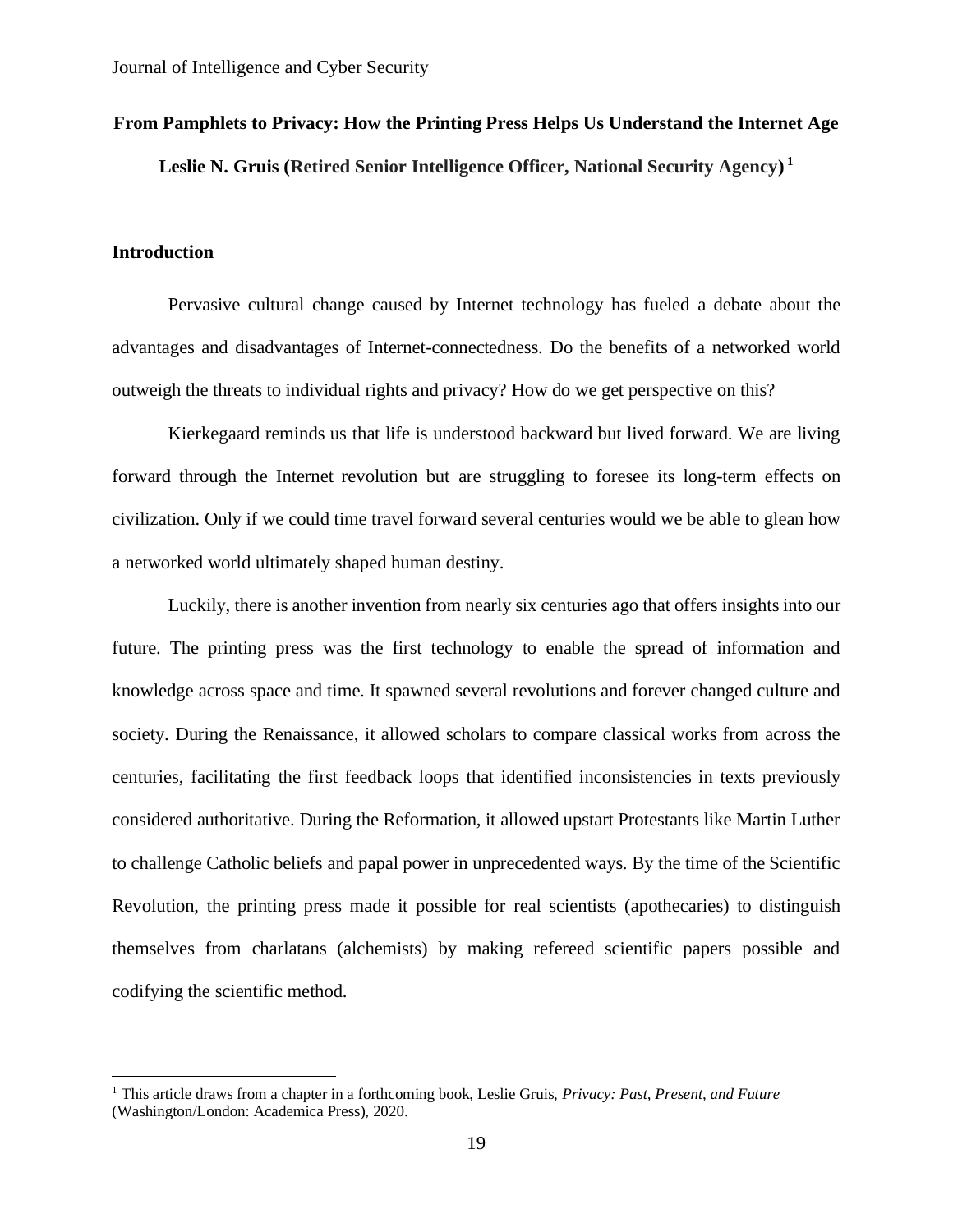# From Pamphlets to Privacy: How the Printing Press Helps Us Understand the Internet Age

**Leslie N. Gruis (Retired Senior Intelligence Officer, National Security Agency)** [1]

## Introduction

Pervasive cultural change caused by Internet technology has fueled a debate about the advantages and disadvantages of Internet-connectedness. Do the benefits of a networked world outweigh the threats to individual rights and privacy? How do we get perspective on this?

Kierkegaard reminds us that life is understood backward but lived forward. We are living forward through the Internet revolution but are struggling to foresee its long-term effects on civilization. Only if we could time travel forward several centuries would we be able to glean how a networked world ultimately shaped human destiny.

Luckily, there is another invention from nearly six centuries ago that offers insights into our future. The printing press was the first technology to enable the spread of information and knowledge across space and time. It spawned several revolutions and forever changed culture and society. During the Renaissance, it allowed scholars to compare classical works from across the centuries, facilitating the first feedback loops that identified inconsistencies in texts previously considered authoritative. During the Reformation, it allowed upstart Protestants like Martin Luther to challenge Catholic beliefs and papal power in unprecedented ways. By the time of the Scientific Revolution, the printing press made it possible for real scientists (apothecaries) to distinguish themselves from charlatans (alchemists) by making refereed scientific papers possible and codifying the scientific method.

---

[1] This article draws from a chapter in a forthcoming book, Leslie Gruis, *Privacy: Past, Present, and Future* (Washington/London: Academica Press), 2020.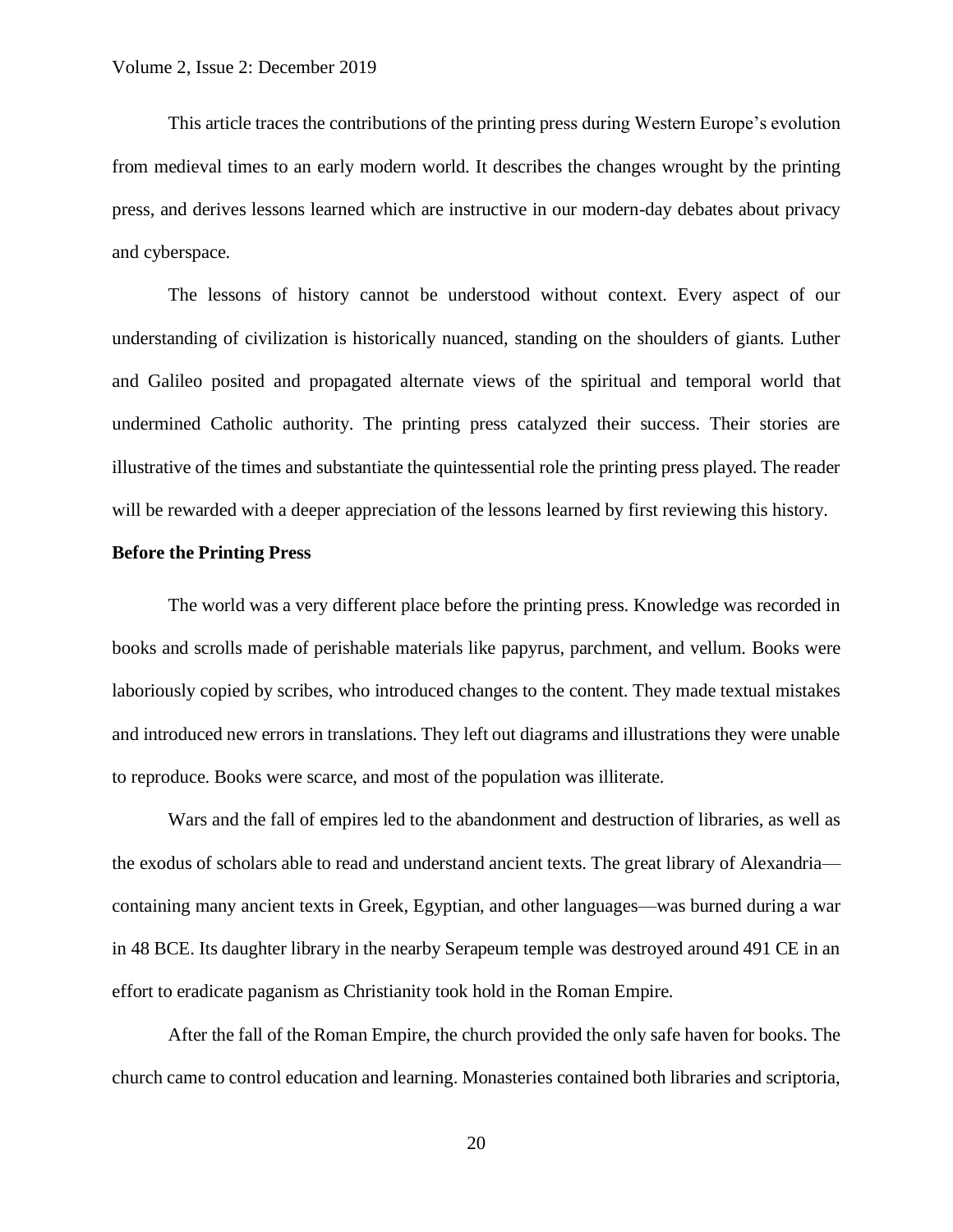This article traces the contributions of the printing press during Western Europe's evolution from medieval times to an early modern world. It describes the changes wrought by the printing press, and derives lessons learned which are instructive in our modern-day debates about privacy and cyberspace.

The lessons of history cannot be understood without context. Every aspect of our understanding of civilization is historically nuanced, standing on the shoulders of giants. Luther and Galileo posited and propagated alternate views of the spiritual and temporal world that undermined Catholic authority. The printing press catalyzed their success. Their stories are illustrative of the times and substantiate the quintessential role the printing press played. The reader will be rewarded with a deeper appreciation of the lessons learned by first reviewing this history.

**Before the Printing Press**

The world was a very different place before the printing press. Knowledge was recorded in books and scrolls made of perishable materials like papyrus, parchment, and vellum. Books were laboriously copied by scribes, who introduced changes to the content. They made textual mistakes and introduced new errors in translations. They left out diagrams and illustrations they were unable to reproduce. Books were scarce, and most of the population was illiterate.

Wars and the fall of empires led to the abandonment and destruction of libraries, as well as the exodus of scholars able to read and understand ancient texts. The great library of Alexandria—containing many ancient texts in Greek, Egyptian, and other languages—was burned during a war in 48 BCE. Its daughter library in the nearby Serapeum temple was destroyed around 491 CE in an effort to eradicate paganism as Christianity took hold in the Roman Empire.

After the fall of the Roman Empire, the church provided the only safe haven for books. The church came to control education and learning. Monasteries contained both libraries and scriptoria,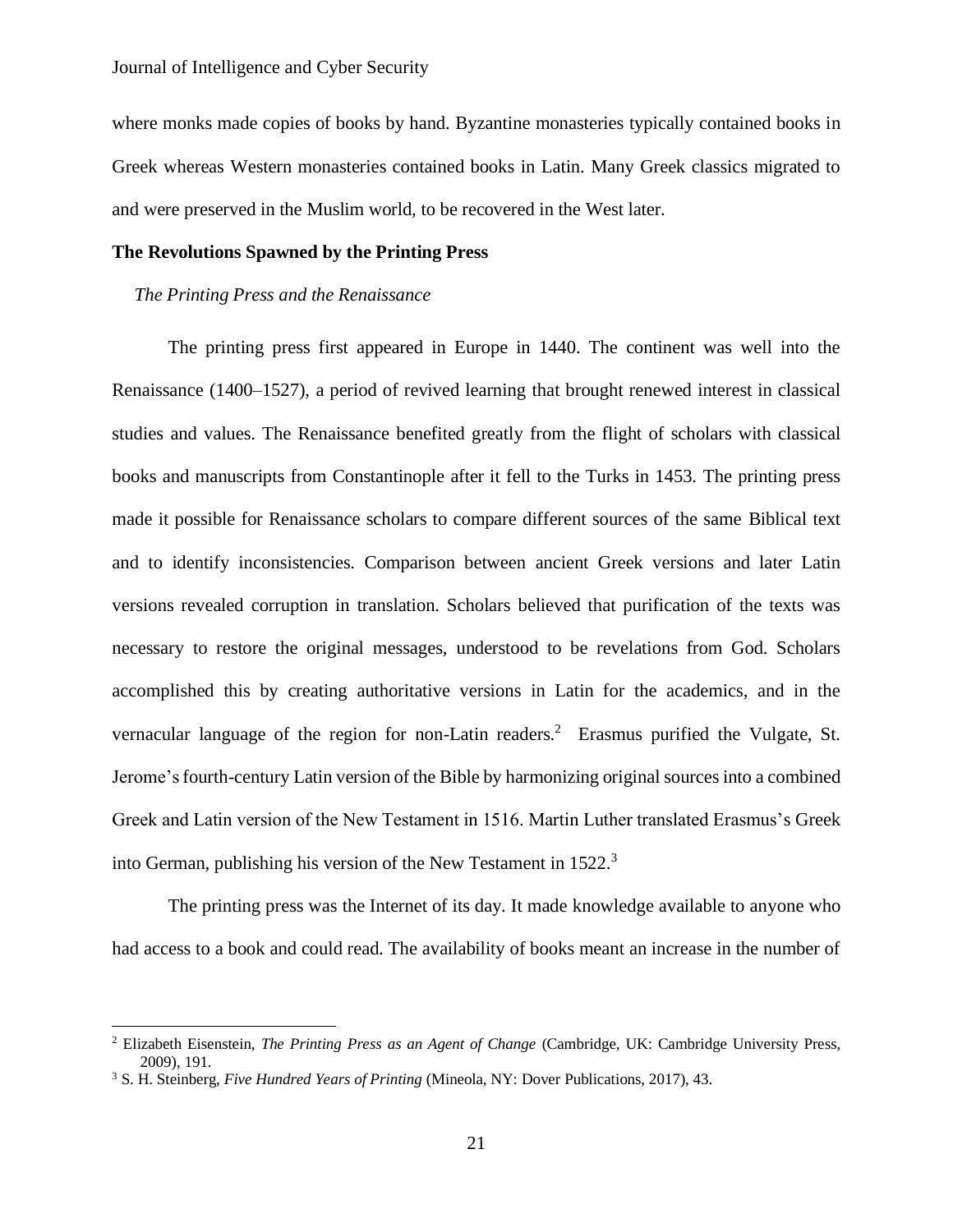where monks made copies of books by hand. Byzantine monasteries typically contained books in Greek whereas Western monasteries contained books in Latin. Many Greek classics migrated to and were preserved in the Muslim world, to be recovered in the West later.

## The Revolutions Spawned by the Printing Press

### *The Printing Press and the Renaissance*

The printing press first appeared in Europe in 1440. The continent was well into the Renaissance (1400–1527), a period of revived learning that brought renewed interest in classical studies and values. The Renaissance benefited greatly from the flight of scholars with classical books and manuscripts from Constantinople after it fell to the Turks in 1453. The printing press made it possible for Renaissance scholars to compare different sources of the same Biblical text and to identify inconsistencies. Comparison between ancient Greek versions and later Latin versions revealed corruption in translation. Scholars believed that purification of the texts was necessary to restore the original messages, understood to be revelations from God. Scholars accomplished this by creating authoritative versions in Latin for the academics, and in the vernacular language of the region for non-Latin readers.[2] Erasmus purified the Vulgate, St. Jerome's fourth-century Latin version of the Bible by harmonizing original sources into a combined Greek and Latin version of the New Testament in 1516. Martin Luther translated Erasmus's Greek into German, publishing his version of the New Testament in 1522.[3]

The printing press was the Internet of its day. It made knowledge available to anyone who had access to a book and could read. The availability of books meant an increase in the number of

---

[2] Elizabeth Eisenstein, *The Printing Press as an Agent of Change* (Cambridge, UK: Cambridge University Press, 2009), 191.

[3] S. H. Steinberg, *Five Hundred Years of Printing* (Mineola, NY: Dover Publications, 2017), 43.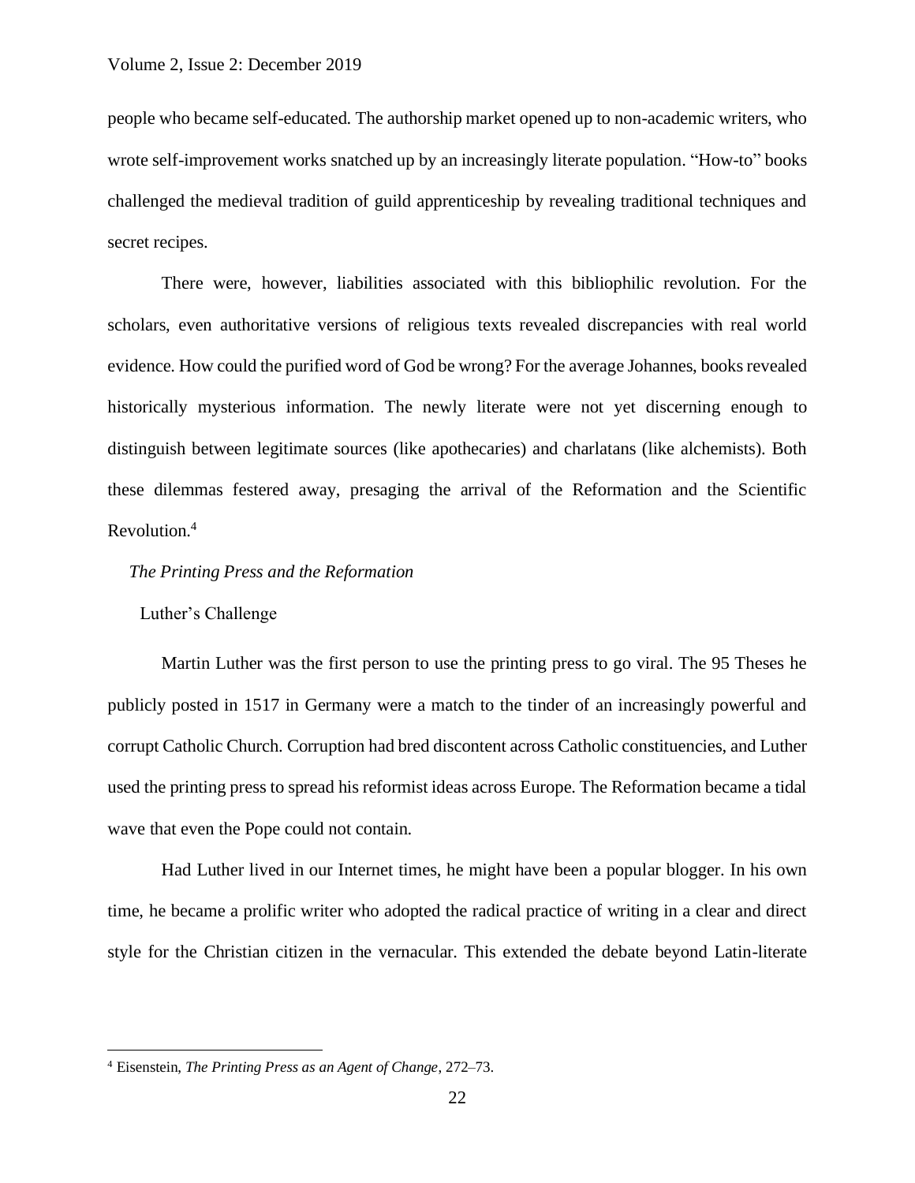people who became self-educated. The authorship market opened up to non-academic writers, who wrote self-improvement works snatched up by an increasingly literate population. "How-to" books challenged the medieval tradition of guild apprenticeship by revealing traditional techniques and secret recipes.

There were, however, liabilities associated with this bibliophilic revolution. For the scholars, even authoritative versions of religious texts revealed discrepancies with real world evidence. How could the purified word of God be wrong? For the average Johannes, books revealed historically mysterious information. The newly literate were not yet discerning enough to distinguish between legitimate sources (like apothecaries) and charlatans (like alchemists). Both these dilemmas festered away, presaging the arrival of the Reformation and the Scientific Revolution.[4]

## *The Printing Press and the Reformation*

### Luther's Challenge

Martin Luther was the first person to use the printing press to go viral. The 95 Theses he publicly posted in 1517 in Germany were a match to the tinder of an increasingly powerful and corrupt Catholic Church. Corruption had bred discontent across Catholic constituencies, and Luther used the printing press to spread his reformist ideas across Europe. The Reformation became a tidal wave that even the Pope could not contain.

Had Luther lived in our Internet times, he might have been a popular blogger. In his own time, he became a prolific writer who adopted the radical practice of writing in a clear and direct style for the Christian citizen in the vernacular. This extended the debate beyond Latin-literate

[4] Eisenstein, *The Printing Press as an Agent of Change*, 272–73.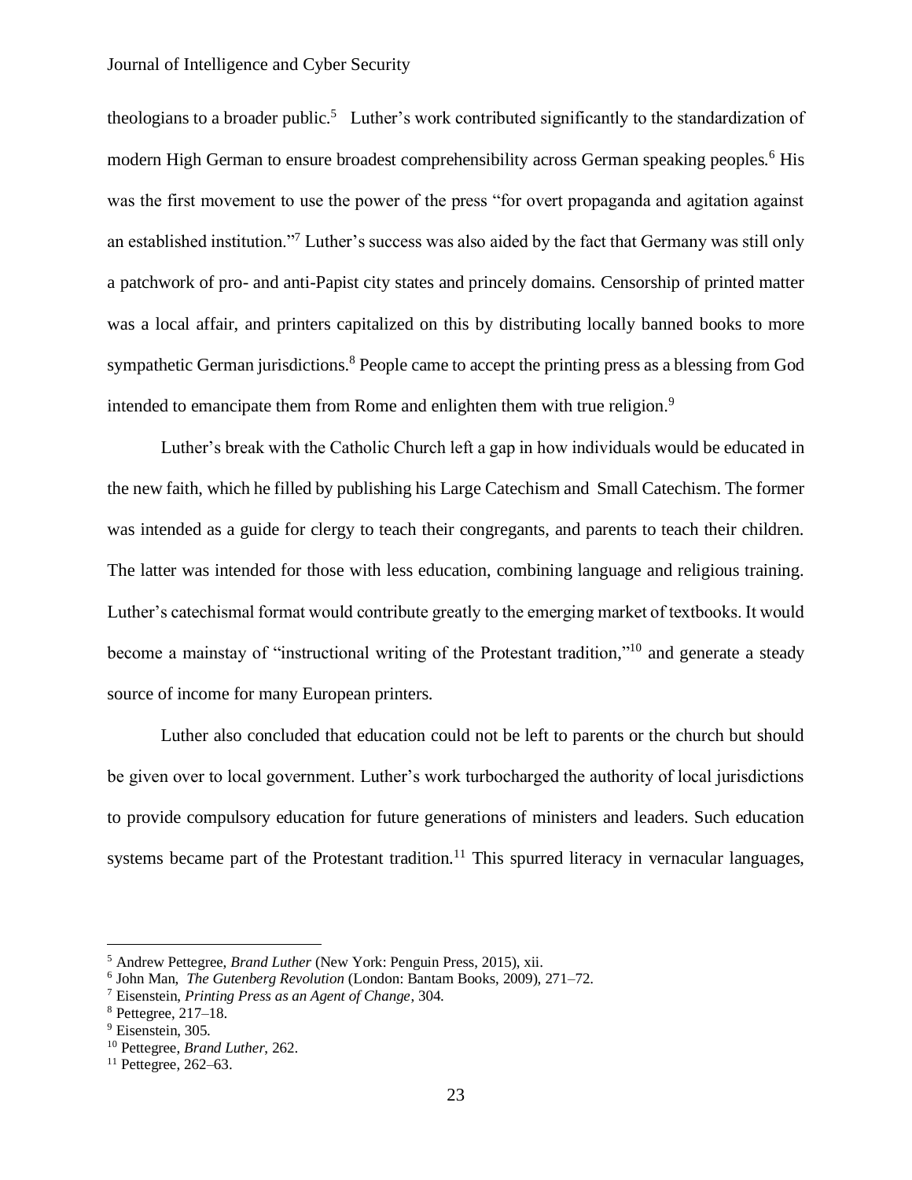theologians to a broader public.[5] Luther's work contributed significantly to the standardization of modern High German to ensure broadest comprehensibility across German speaking peoples.[6] His was the first movement to use the power of the press "for overt propaganda and agitation against an established institution."[7] Luther's success was also aided by the fact that Germany was still only a patchwork of pro- and anti-Papist city states and princely domains. Censorship of printed matter was a local affair, and printers capitalized on this by distributing locally banned books to more sympathetic German jurisdictions.[8] People came to accept the printing press as a blessing from God intended to emancipate them from Rome and enlighten them with true religion.[9]

Luther's break with the Catholic Church left a gap in how individuals would be educated in the new faith, which he filled by publishing his Large Catechism and Small Catechism. The former was intended as a guide for clergy to teach their congregants, and parents to teach their children. The latter was intended for those with less education, combining language and religious training. Luther's catechismal format would contribute greatly to the emerging market of textbooks. It would become a mainstay of "instructional writing of the Protestant tradition,"[10] and generate a steady source of income for many European printers.

Luther also concluded that education could not be left to parents or the church but should be given over to local government. Luther's work turbocharged the authority of local jurisdictions to provide compulsory education for future generations of ministers and leaders. Such education systems became part of the Protestant tradition.[11] This spurred literacy in vernacular languages,

---

[5] Andrew Pettegree, *Brand Luther* (New York: Penguin Press, 2015), xii.

[6] John Man, *The Gutenberg Revolution* (London: Bantam Books, 2009), 271–72.

[7] Eisenstein, *Printing Press as an Agent of Change*, 304.

[8] Pettegree, 217–18.

[9] Eisenstein, 305.

[10] Pettegree, *Brand Luther*, 262.

[11] Pettegree, 262–63.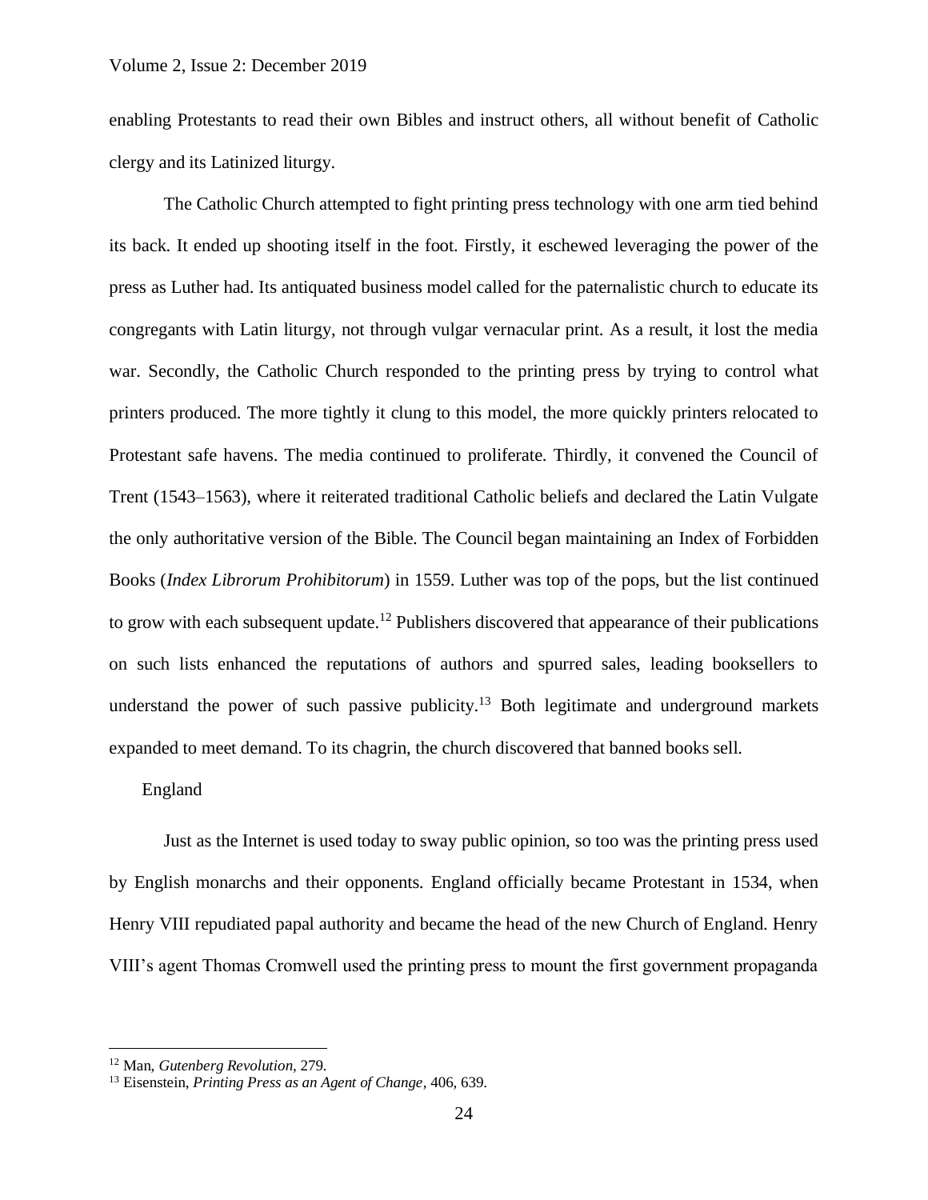enabling Protestants to read their own Bibles and instruct others, all without benefit of Catholic clergy and its Latinized liturgy.

The Catholic Church attempted to fight printing press technology with one arm tied behind its back. It ended up shooting itself in the foot. Firstly, it eschewed leveraging the power of the press as Luther had. Its antiquated business model called for the paternalistic church to educate its congregants with Latin liturgy, not through vulgar vernacular print. As a result, it lost the media war. Secondly, the Catholic Church responded to the printing press by trying to control what printers produced. The more tightly it clung to this model, the more quickly printers relocated to Protestant safe havens. The media continued to proliferate. Thirdly, it convened the Council of Trent (1543–1563), where it reiterated traditional Catholic beliefs and declared the Latin Vulgate the only authoritative version of the Bible. The Council began maintaining an Index of Forbidden Books (*Index Librorum Prohibitorum*) in 1559. Luther was top of the pops, but the list continued to grow with each subsequent update.[12] Publishers discovered that appearance of their publications on such lists enhanced the reputations of authors and spurred sales, leading booksellers to understand the power of such passive publicity.[13] Both legitimate and underground markets expanded to meet demand. To its chagrin, the church discovered that banned books sell.

## England

Just as the Internet is used today to sway public opinion, so too was the printing press used by English monarchs and their opponents. England officially became Protestant in 1534, when Henry VIII repudiated papal authority and became the head of the new Church of England. Henry VIII's agent Thomas Cromwell used the printing press to mount the first government propaganda

---

[12] Man, *Gutenberg Revolution*, 279.

[13] Eisenstein, *Printing Press as an Agent of Change*, 406, 639.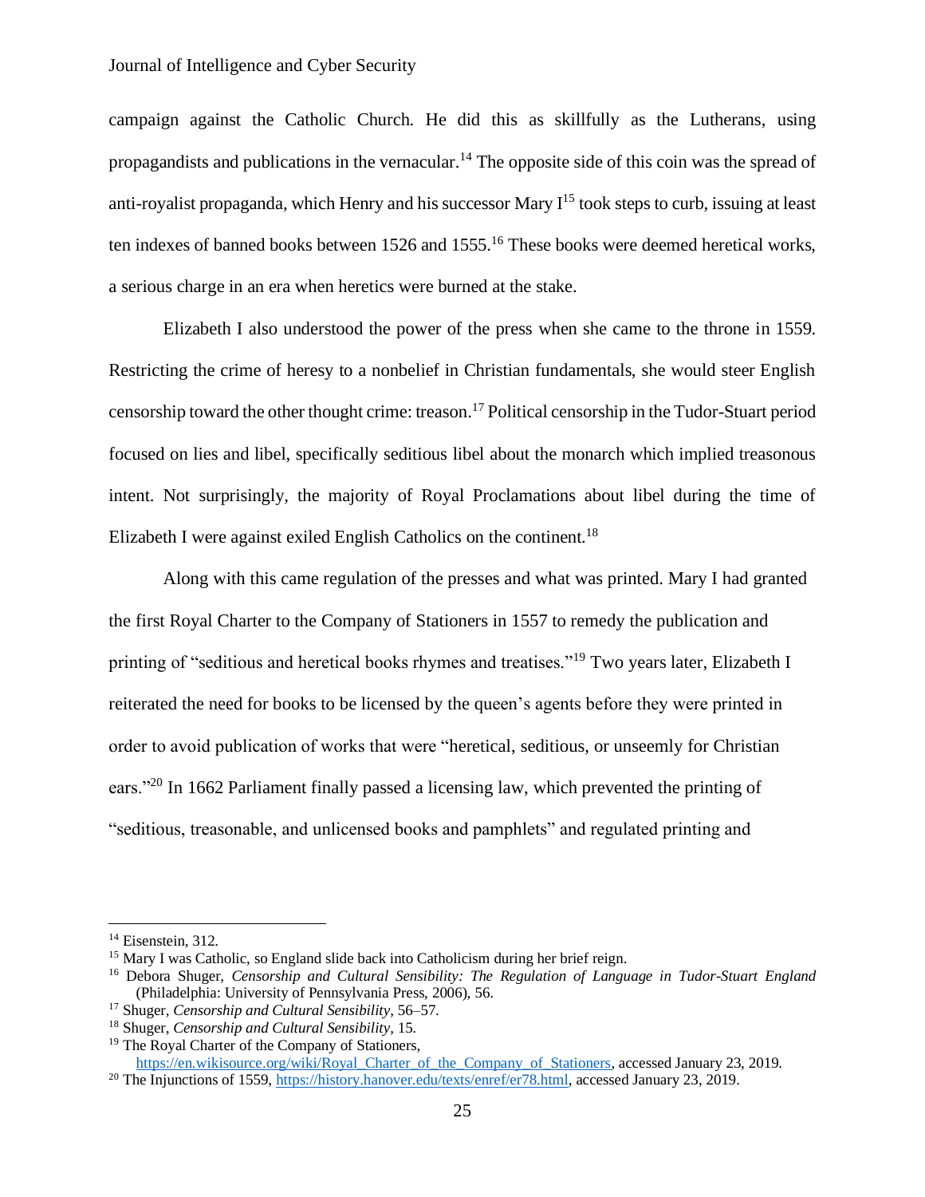campaign against the Catholic Church. He did this as skillfully as the Lutherans, using propagandists and publications in the vernacular.[14] The opposite side of this coin was the spread of anti-royalist propaganda, which Henry and his successor Mary I[15] took steps to curb, issuing at least ten indexes of banned books between 1526 and 1555.[16] These books were deemed heretical works, a serious charge in an era when heretics were burned at the stake.

Elizabeth I also understood the power of the press when she came to the throne in 1559. Restricting the crime of heresy to a nonbelief in Christian fundamentals, she would steer English censorship toward the other thought crime: treason.[17] Political censorship in the Tudor-Stuart period focused on lies and libel, specifically seditious libel about the monarch which implied treasonous intent. Not surprisingly, the majority of Royal Proclamations about libel during the time of Elizabeth I were against exiled English Catholics on the continent.[18]

Along with this came regulation of the presses and what was printed. Mary I had granted the first Royal Charter to the Company of Stationers in 1557 to remedy the publication and printing of "seditious and heretical books rhymes and treatises."[19] Two years later, Elizabeth I reiterated the need for books to be licensed by the queen's agents before they were printed in order to avoid publication of works that were "heretical, seditious, or unseemly for Christian ears."[20] In 1662 Parliament finally passed a licensing law, which prevented the printing of "seditious, treasonable, and unlicensed books and pamphlets" and regulated printing and

---

[14] Eisenstein, 312.

[15] Mary I was Catholic, so England slide back into Catholicism during her brief reign.

[16] Debora Shuger, *Censorship and Cultural Sensibility: The Regulation of Language in Tudor-Stuart England* (Philadelphia: University of Pennsylvania Press, 2006), 56.

[17] Shuger, *Censorship and Cultural Sensibility*, 56–57.

[18] Shuger, *Censorship and Cultural Sensibility*, 15.

[19] The Royal Charter of the Company of Stationers, https://en.wikisource.org/wiki/Royal_Charter_of_the_Company_of_Stationers, accessed January 23, 2019.

[20] The Injunctions of 1559, https://history.hanover.edu/texts/enref/er78.html, accessed January 23, 2019.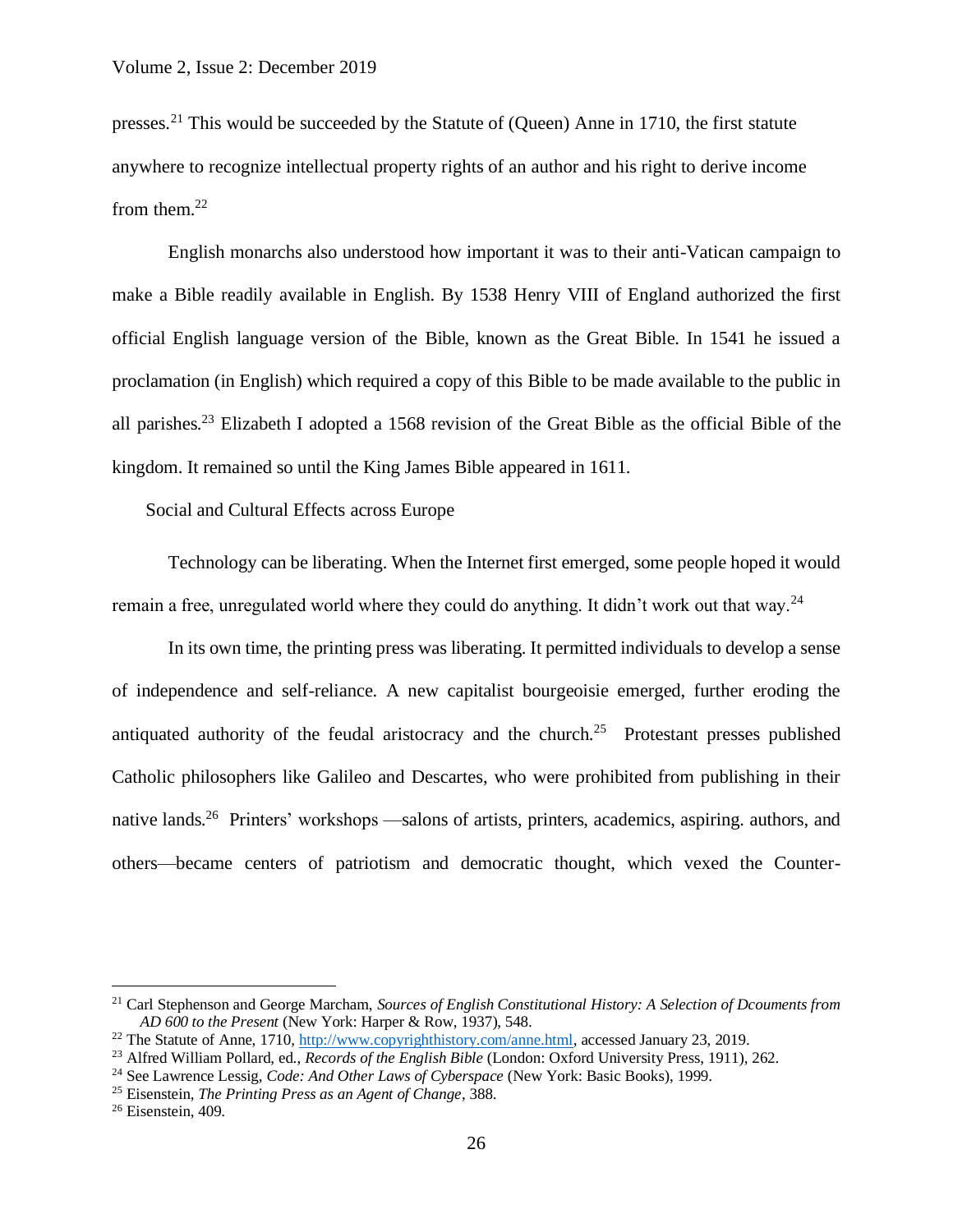presses.[21] This would be succeeded by the Statute of (Queen) Anne in 1710, the first statute anywhere to recognize intellectual property rights of an author and his right to derive income from them.[22]

English monarchs also understood how important it was to their anti-Vatican campaign to make a Bible readily available in English. By 1538 Henry VIII of England authorized the first official English language version of the Bible, known as the Great Bible. In 1541 he issued a proclamation (in English) which required a copy of this Bible to be made available to the public in all parishes.[23] Elizabeth I adopted a 1568 revision of the Great Bible as the official Bible of the kingdom. It remained so until the King James Bible appeared in 1611.

## Social and Cultural Effects across Europe

Technology can be liberating. When the Internet first emerged, some people hoped it would remain a free, unregulated world where they could do anything. It didn't work out that way.[24]

In its own time, the printing press was liberating. It permitted individuals to develop a sense of independence and self-reliance. A new capitalist bourgeoisie emerged, further eroding the antiquated authority of the feudal aristocracy and the church.[25] Protestant presses published Catholic philosophers like Galileo and Descartes, who were prohibited from publishing in their native lands.[26] Printers' workshops —salons of artists, printers, academics, aspiring. authors, and others—became centers of patriotism and democratic thought, which vexed the Counter-

---

[21] Carl Stephenson and George Marcham, *Sources of English Constitutional History: A Selection of Dcouments from AD 600 to the Present* (New York: Harper & Row, 1937), 548.

[22] The Statute of Anne, 1710, http://www.copyrighthistory.com/anne.html, accessed January 23, 2019.

[23] Alfred William Pollard, ed., *Records of the English Bible* (London: Oxford University Press, 1911), 262.

[24] See Lawrence Lessig, *Code: And Other Laws of Cyberspace* (New York: Basic Books), 1999.

[25] Eisenstein, *The Printing Press as an Agent of Change*, 388.

[26] Eisenstein, 409.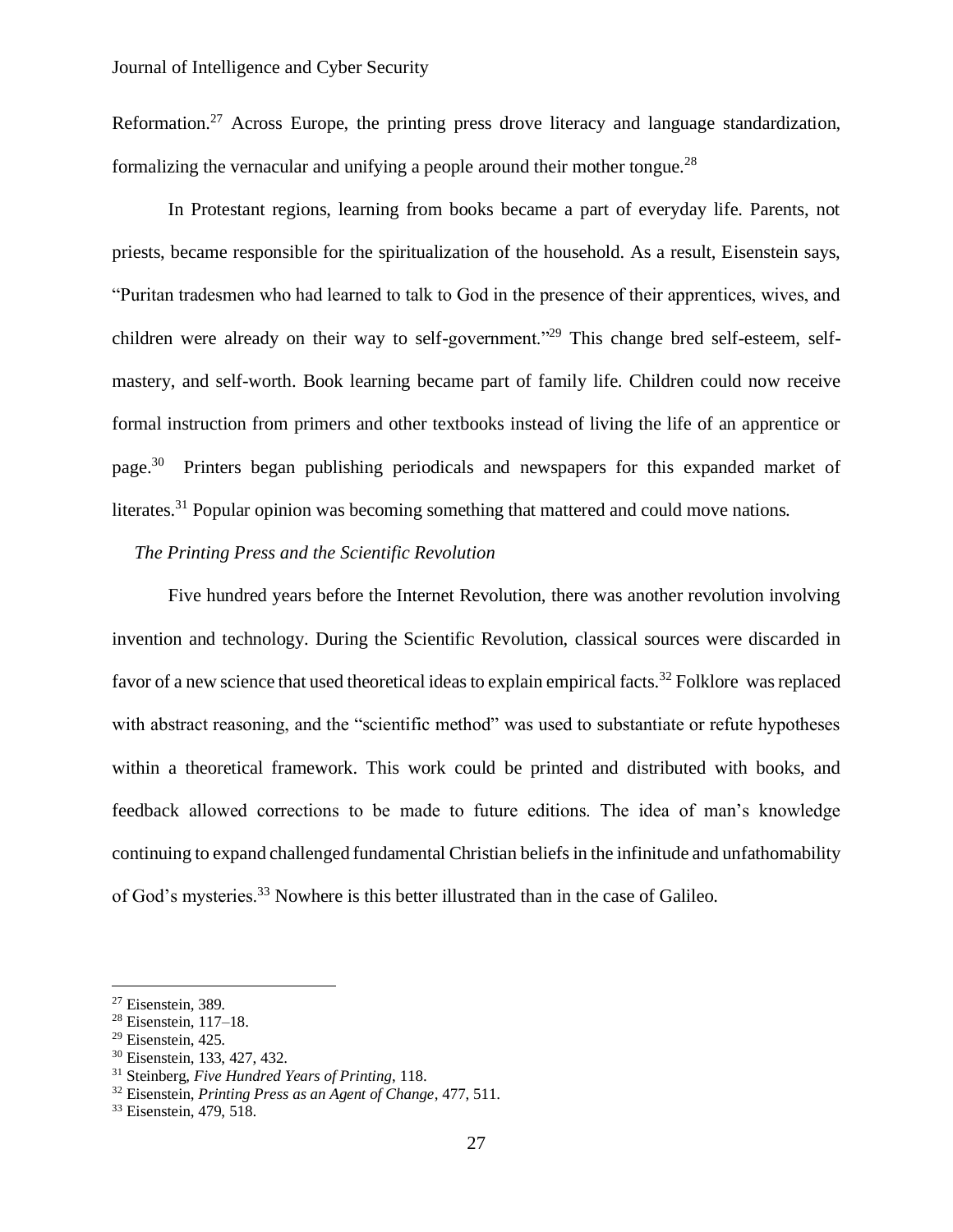Reformation.[27] Across Europe, the printing press drove literacy and language standardization, formalizing the vernacular and unifying a people around their mother tongue.[28]

In Protestant regions, learning from books became a part of everyday life. Parents, not priests, became responsible for the spiritualization of the household. As a result, Eisenstein says, "Puritan tradesmen who had learned to talk to God in the presence of their apprentices, wives, and children were already on their way to self-government."[29] This change bred self-esteem, self-mastery, and self-worth. Book learning became part of family life. Children could now receive formal instruction from primers and other textbooks instead of living the life of an apprentice or page.[30] Printers began publishing periodicals and newspapers for this expanded market of literates.[31] Popular opinion was becoming something that mattered and could move nations.

### *The Printing Press and the Scientific Revolution*

Five hundred years before the Internet Revolution, there was another revolution involving invention and technology. During the Scientific Revolution, classical sources were discarded in favor of a new science that used theoretical ideas to explain empirical facts.[32] Folklore was replaced with abstract reasoning, and the "scientific method" was used to substantiate or refute hypotheses within a theoretical framework. This work could be printed and distributed with books, and feedback allowed corrections to be made to future editions. The idea of man's knowledge continuing to expand challenged fundamental Christian beliefs in the infinitude and unfathomability of God's mysteries.[33] Nowhere is this better illustrated than in the case of Galileo.

---

[27] Eisenstein, 389.
[28] Eisenstein, 117–18.
[29] Eisenstein, 425.
[30] Eisenstein, 133, 427, 432.
[31] Steinberg, *Five Hundred Years of Printing*, 118.
[32] Eisenstein, *Printing Press as an Agent of Change*, 477, 511.
[33] Eisenstein, 479, 518.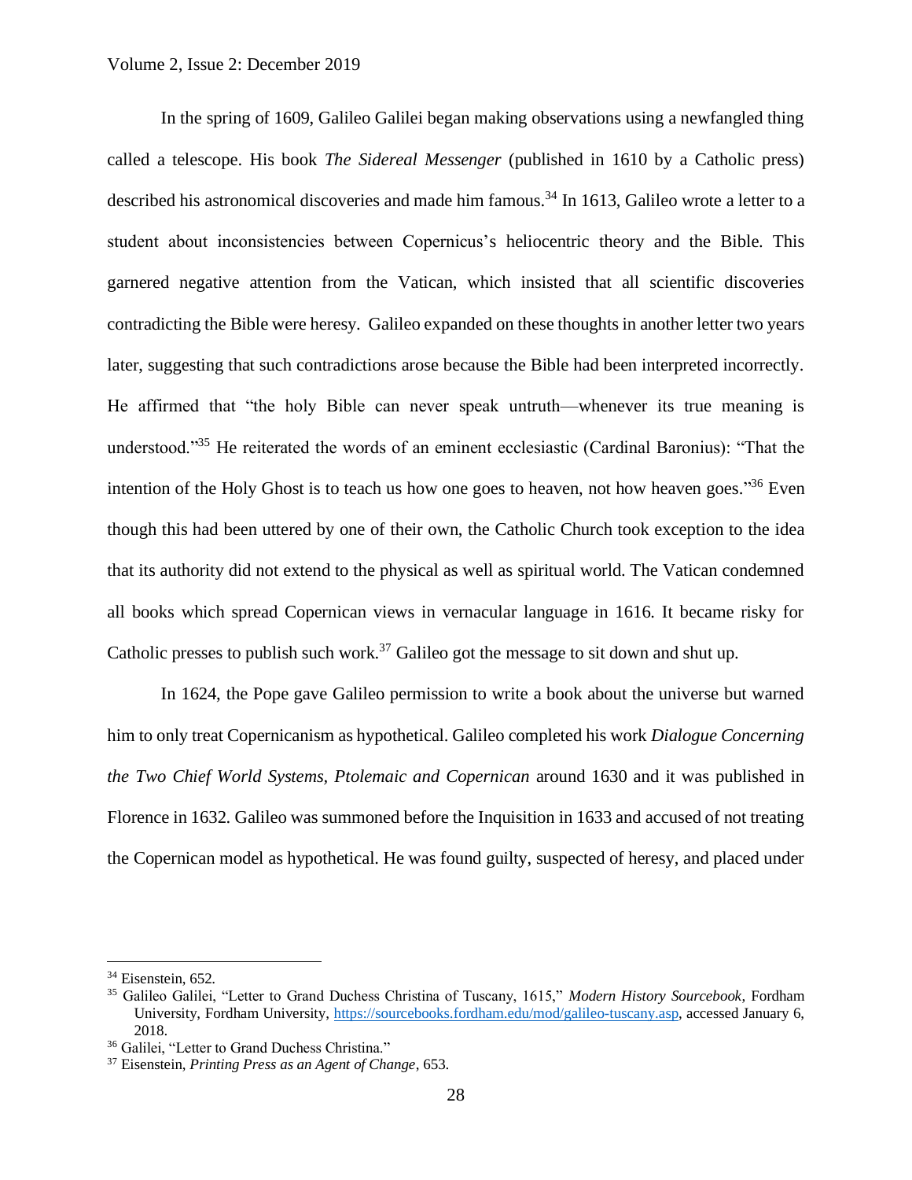In the spring of 1609, Galileo Galilei began making observations using a newfangled thing called a telescope. His book *The Sidereal Messenger* (published in 1610 by a Catholic press) described his astronomical discoveries and made him famous.[34] In 1613, Galileo wrote a letter to a student about inconsistencies between Copernicus's heliocentric theory and the Bible. This garnered negative attention from the Vatican, which insisted that all scientific discoveries contradicting the Bible were heresy. Galileo expanded on these thoughts in another letter two years later, suggesting that such contradictions arose because the Bible had been interpreted incorrectly. He affirmed that "the holy Bible can never speak untruth—whenever its true meaning is understood."[35] He reiterated the words of an eminent ecclesiastic (Cardinal Baronius): "That the intention of the Holy Ghost is to teach us how one goes to heaven, not how heaven goes."[36] Even though this had been uttered by one of their own, the Catholic Church took exception to the idea that its authority did not extend to the physical as well as spiritual world. The Vatican condemned all books which spread Copernican views in vernacular language in 1616. It became risky for Catholic presses to publish such work.[37] Galileo got the message to sit down and shut up.

In 1624, the Pope gave Galileo permission to write a book about the universe but warned him to only treat Copernicanism as hypothetical. Galileo completed his work *Dialogue Concerning the Two Chief World Systems, Ptolemaic and Copernican* around 1630 and it was published in Florence in 1632. Galileo was summoned before the Inquisition in 1633 and accused of not treating the Copernican model as hypothetical. He was found guilty, suspected of heresy, and placed under

---

[34] Eisenstein, 652.

[35] Galileo Galilei, "Letter to Grand Duchess Christina of Tuscany, 1615," *Modern History Sourcebook*, Fordham University, Fordham University, https://sourcebooks.fordham.edu/mod/galileo-tuscany.asp, accessed January 6, 2018.

[36] Galilei, "Letter to Grand Duchess Christina."

[37] Eisenstein, *Printing Press as an Agent of Change*, 653.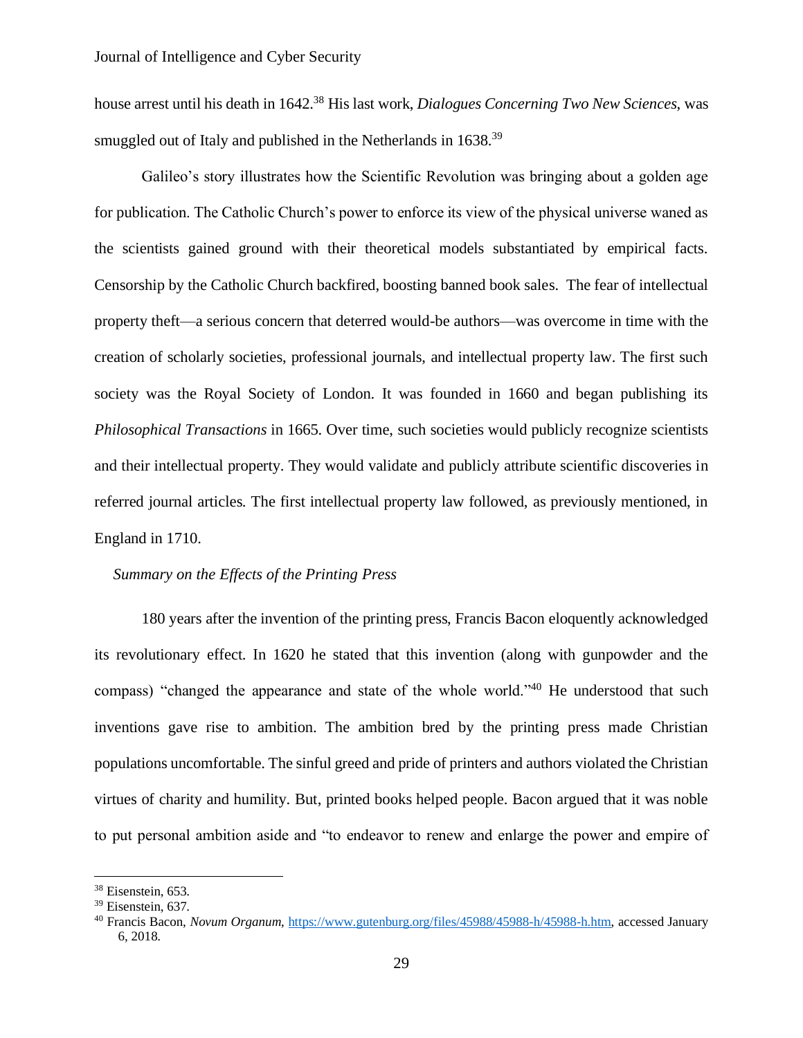house arrest until his death in 1642.[38] His last work, *Dialogues Concerning Two New Sciences*, was smuggled out of Italy and published in the Netherlands in 1638.[39]

Galileo's story illustrates how the Scientific Revolution was bringing about a golden age for publication. The Catholic Church's power to enforce its view of the physical universe waned as the scientists gained ground with their theoretical models substantiated by empirical facts. Censorship by the Catholic Church backfired, boosting banned book sales. The fear of intellectual property theft—a serious concern that deterred would-be authors—was overcome in time with the creation of scholarly societies, professional journals, and intellectual property law. The first such society was the Royal Society of London. It was founded in 1660 and began publishing its *Philosophical Transactions* in 1665. Over time, such societies would publicly recognize scientists and their intellectual property. They would validate and publicly attribute scientific discoveries in referred journal articles. The first intellectual property law followed, as previously mentioned, in England in 1710.

### *Summary on the Effects of the Printing Press*

180 years after the invention of the printing press, Francis Bacon eloquently acknowledged its revolutionary effect. In 1620 he stated that this invention (along with gunpowder and the compass) "changed the appearance and state of the whole world."[40] He understood that such inventions gave rise to ambition. The ambition bred by the printing press made Christian populations uncomfortable. The sinful greed and pride of printers and authors violated the Christian virtues of charity and humility. But, printed books helped people. Bacon argued that it was noble to put personal ambition aside and "to endeavor to renew and enlarge the power and empire of

---

[38] Eisenstein, 653.

[39] Eisenstein, 637.

[40] Francis Bacon, *Novum Organum*, https://www.gutenburg.org/files/45988/45988-h/45988-h.htm, accessed January 6, 2018.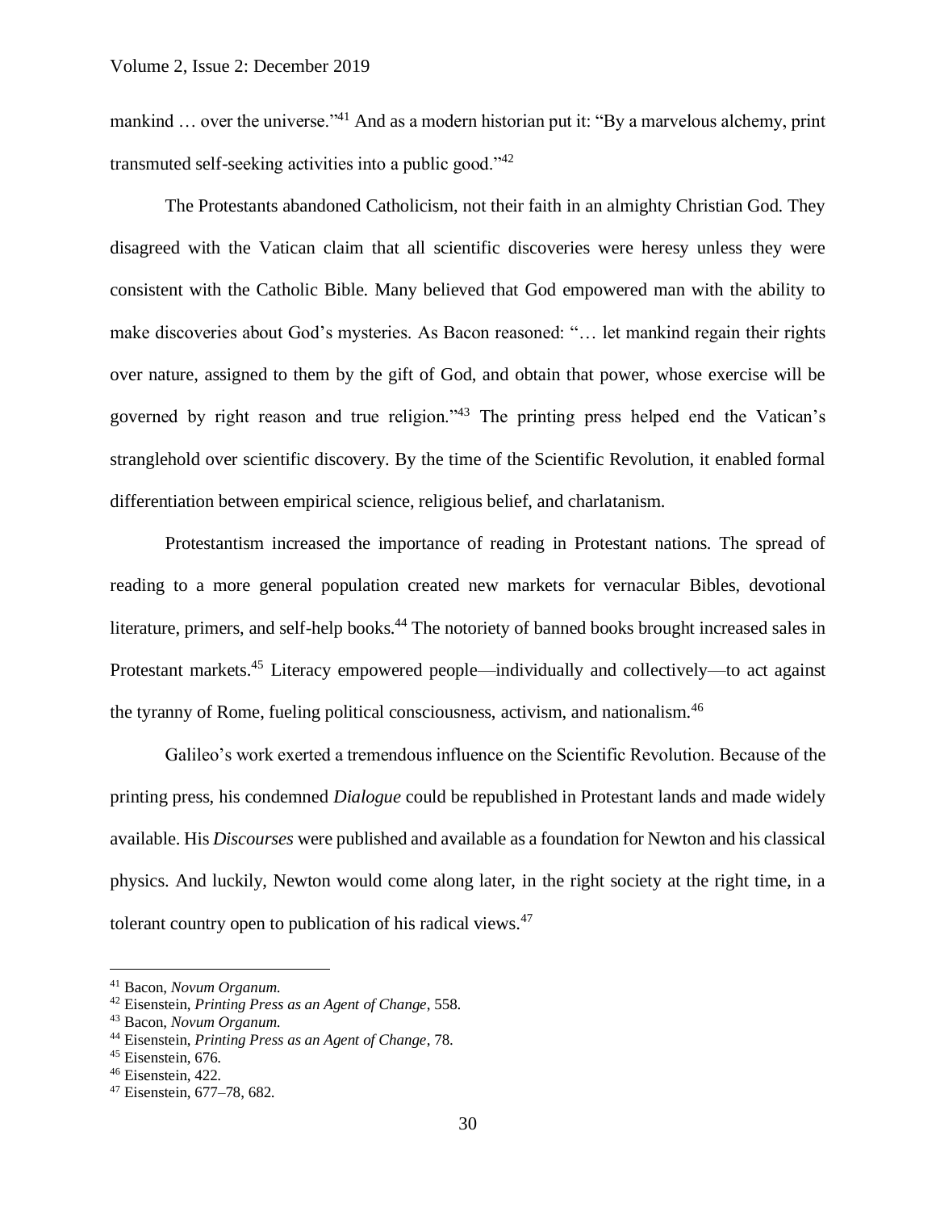mankind … over the universe."[41] And as a modern historian put it: "By a marvelous alchemy, print transmuted self-seeking activities into a public good."[42]

The Protestants abandoned Catholicism, not their faith in an almighty Christian God. They disagreed with the Vatican claim that all scientific discoveries were heresy unless they were consistent with the Catholic Bible. Many believed that God empowered man with the ability to make discoveries about God's mysteries. As Bacon reasoned: "… let mankind regain their rights over nature, assigned to them by the gift of God, and obtain that power, whose exercise will be governed by right reason and true religion."[43] The printing press helped end the Vatican's stranglehold over scientific discovery. By the time of the Scientific Revolution, it enabled formal differentiation between empirical science, religious belief, and charlatanism.

Protestantism increased the importance of reading in Protestant nations. The spread of reading to a more general population created new markets for vernacular Bibles, devotional literature, primers, and self-help books.[44] The notoriety of banned books brought increased sales in Protestant markets.[45] Literacy empowered people—individually and collectively—to act against the tyranny of Rome, fueling political consciousness, activism, and nationalism.[46]

Galileo's work exerted a tremendous influence on the Scientific Revolution. Because of the printing press, his condemned *Dialogue* could be republished in Protestant lands and made widely available. His *Discourses* were published and available as a foundation for Newton and his classical physics. And luckily, Newton would come along later, in the right society at the right time, in a tolerant country open to publication of his radical views.[47]

---

[41] Bacon, *Novum Organum.*

[42] Eisenstein, *Printing Press as an Agent of Change*, 558.

[43] Bacon, *Novum Organum.*

[44] Eisenstein, *Printing Press as an Agent of Change*, 78.

[45] Eisenstein, 676.

[46] Eisenstein, 422.

[47] Eisenstein, 677–78, 682.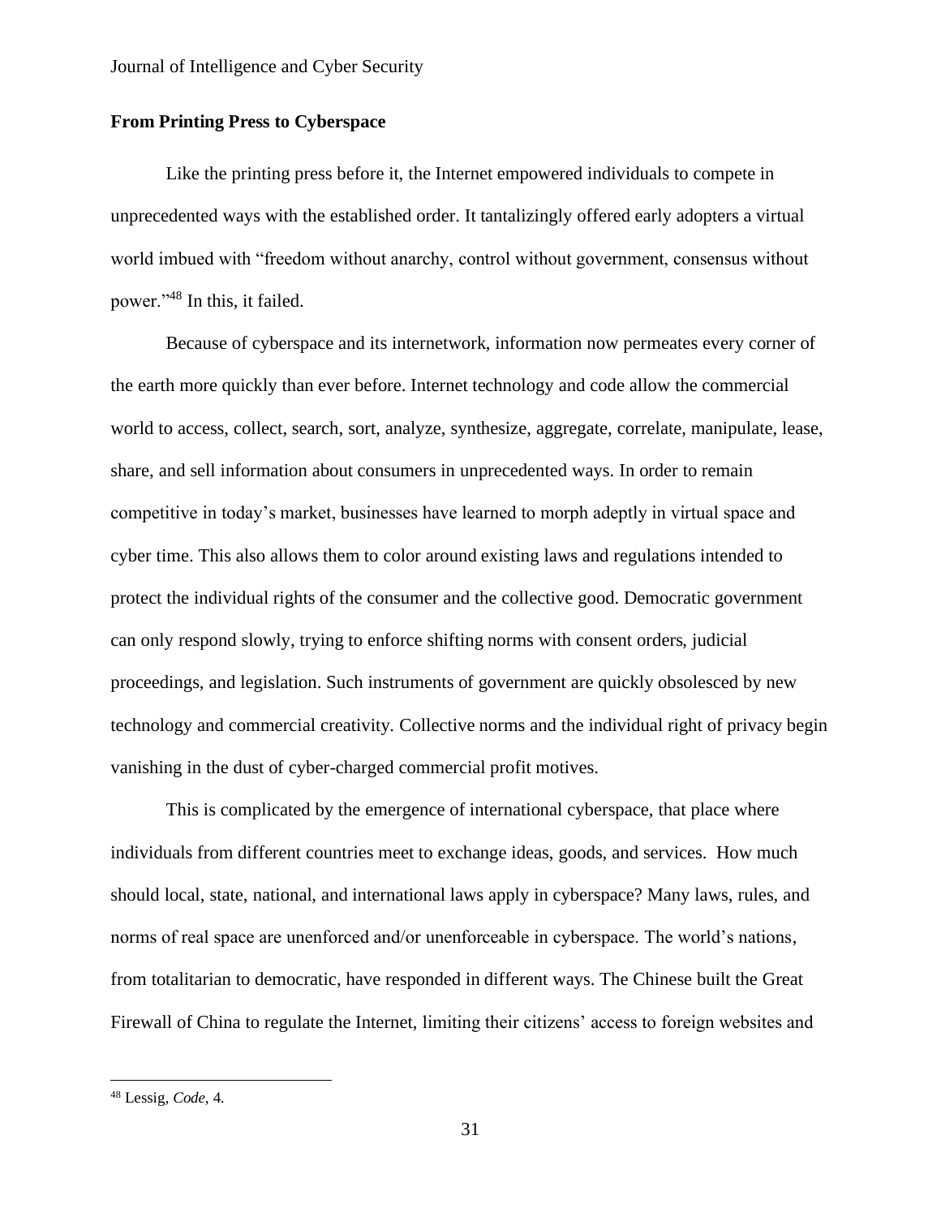## From Printing Press to Cyberspace

Like the printing press before it, the Internet empowered individuals to compete in unprecedented ways with the established order. It tantalizingly offered early adopters a virtual world imbued with "freedom without anarchy, control without government, consensus without power."[48] In this, it failed.

Because of cyberspace and its internetwork, information now permeates every corner of the earth more quickly than ever before. Internet technology and code allow the commercial world to access, collect, search, sort, analyze, synthesize, aggregate, correlate, manipulate, lease, share, and sell information about consumers in unprecedented ways. In order to remain competitive in today's market, businesses have learned to morph adeptly in virtual space and cyber time. This also allows them to color around existing laws and regulations intended to protect the individual rights of the consumer and the collective good. Democratic government can only respond slowly, trying to enforce shifting norms with consent orders, judicial proceedings, and legislation. Such instruments of government are quickly obsolesced by new technology and commercial creativity. Collective norms and the individual right of privacy begin vanishing in the dust of cyber-charged commercial profit motives.

This is complicated by the emergence of international cyberspace, that place where individuals from different countries meet to exchange ideas, goods, and services. How much should local, state, national, and international laws apply in cyberspace? Many laws, rules, and norms of real space are unenforced and/or unenforceable in cyberspace. The world's nations, from totalitarian to democratic, have responded in different ways. The Chinese built the Great Firewall of China to regulate the Internet, limiting their citizens' access to foreign websites and

---

[48] Lessig, *Code*, 4.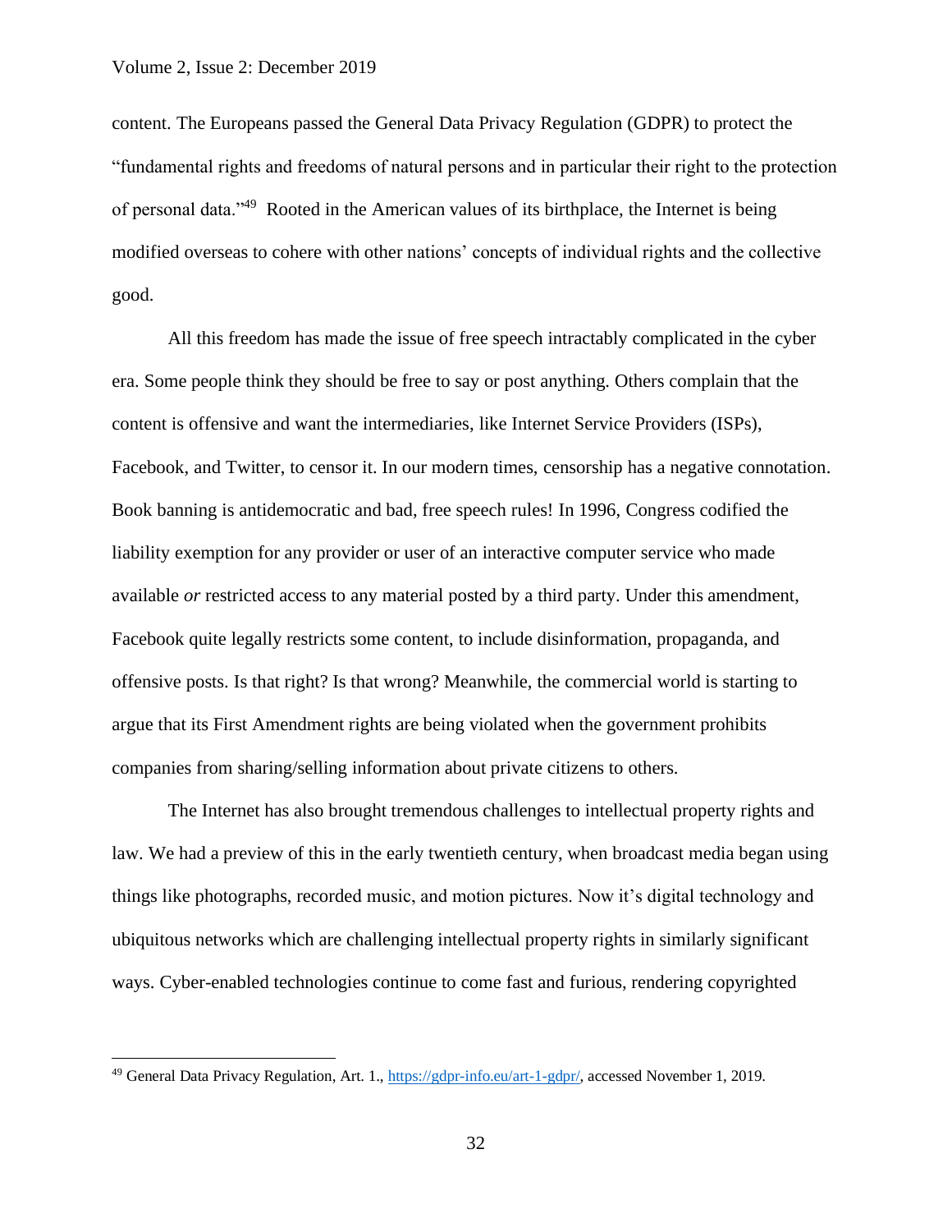content. The Europeans passed the General Data Privacy Regulation (GDPR) to protect the "fundamental rights and freedoms of natural persons and in particular their right to the protection of personal data."[49] Rooted in the American values of its birthplace, the Internet is being modified overseas to cohere with other nations' concepts of individual rights and the collective good.

All this freedom has made the issue of free speech intractably complicated in the cyber era. Some people think they should be free to say or post anything. Others complain that the content is offensive and want the intermediaries, like Internet Service Providers (ISPs), Facebook, and Twitter, to censor it. In our modern times, censorship has a negative connotation. Book banning is antidemocratic and bad, free speech rules! In 1996, Congress codified the liability exemption for any provider or user of an interactive computer service who made available *or* restricted access to any material posted by a third party. Under this amendment, Facebook quite legally restricts some content, to include disinformation, propaganda, and offensive posts. Is that right? Is that wrong? Meanwhile, the commercial world is starting to argue that its First Amendment rights are being violated when the government prohibits companies from sharing/selling information about private citizens to others.

The Internet has also brought tremendous challenges to intellectual property rights and law. We had a preview of this in the early twentieth century, when broadcast media began using things like photographs, recorded music, and motion pictures. Now it's digital technology and ubiquitous networks which are challenging intellectual property rights in similarly significant ways. Cyber-enabled technologies continue to come fast and furious, rendering copyrighted

---

[49] General Data Privacy Regulation, Art. 1., https://gdpr-info.eu/art-1-gdpr/, accessed November 1, 2019.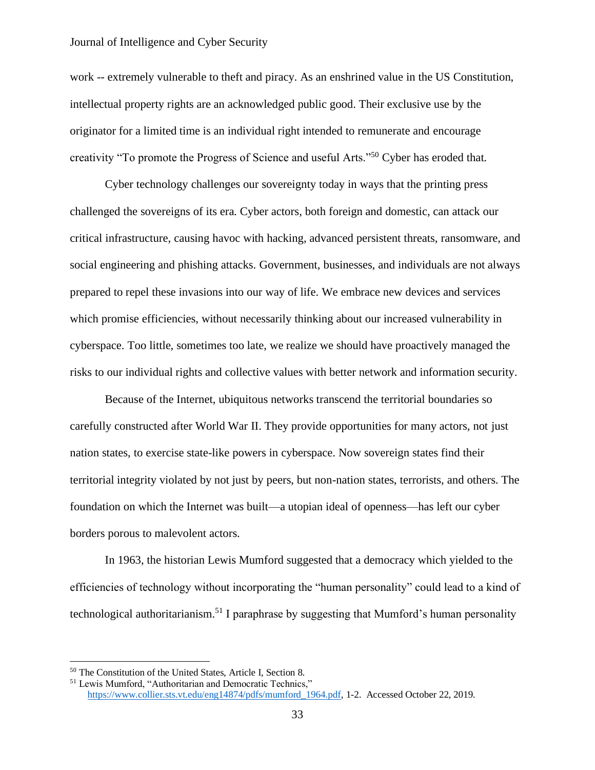work -- extremely vulnerable to theft and piracy. As an enshrined value in the US Constitution, intellectual property rights are an acknowledged public good. Their exclusive use by the originator for a limited time is an individual right intended to remunerate and encourage creativity “To promote the Progress of Science and useful Arts.”[50] Cyber has eroded that.

Cyber technology challenges our sovereignty today in ways that the printing press challenged the sovereigns of its era. Cyber actors, both foreign and domestic, can attack our critical infrastructure, causing havoc with hacking, advanced persistent threats, ransomware, and social engineering and phishing attacks. Government, businesses, and individuals are not always prepared to repel these invasions into our way of life. We embrace new devices and services which promise efficiencies, without necessarily thinking about our increased vulnerability in cyberspace. Too little, sometimes too late, we realize we should have proactively managed the risks to our individual rights and collective values with better network and information security.

Because of the Internet, ubiquitous networks transcend the territorial boundaries so carefully constructed after World War II. They provide opportunities for many actors, not just nation states, to exercise state-like powers in cyberspace. Now sovereign states find their territorial integrity violated by not just by peers, but non-nation states, terrorists, and others. The foundation on which the Internet was built—a utopian ideal of openness—has left our cyber borders porous to malevolent actors.

In 1963, the historian Lewis Mumford suggested that a democracy which yielded to the efficiencies of technology without incorporating the “human personality” could lead to a kind of technological authoritarianism.[51] I paraphrase by suggesting that Mumford’s human personality

---

[50] The Constitution of the United States, Article I, Section 8.

[51] Lewis Mumford, “Authoritarian and Democratic Technics,” https://www.collier.sts.vt.edu/eng14874/pdfs/mumford_1964.pdf, 1-2. Accessed October 22, 2019.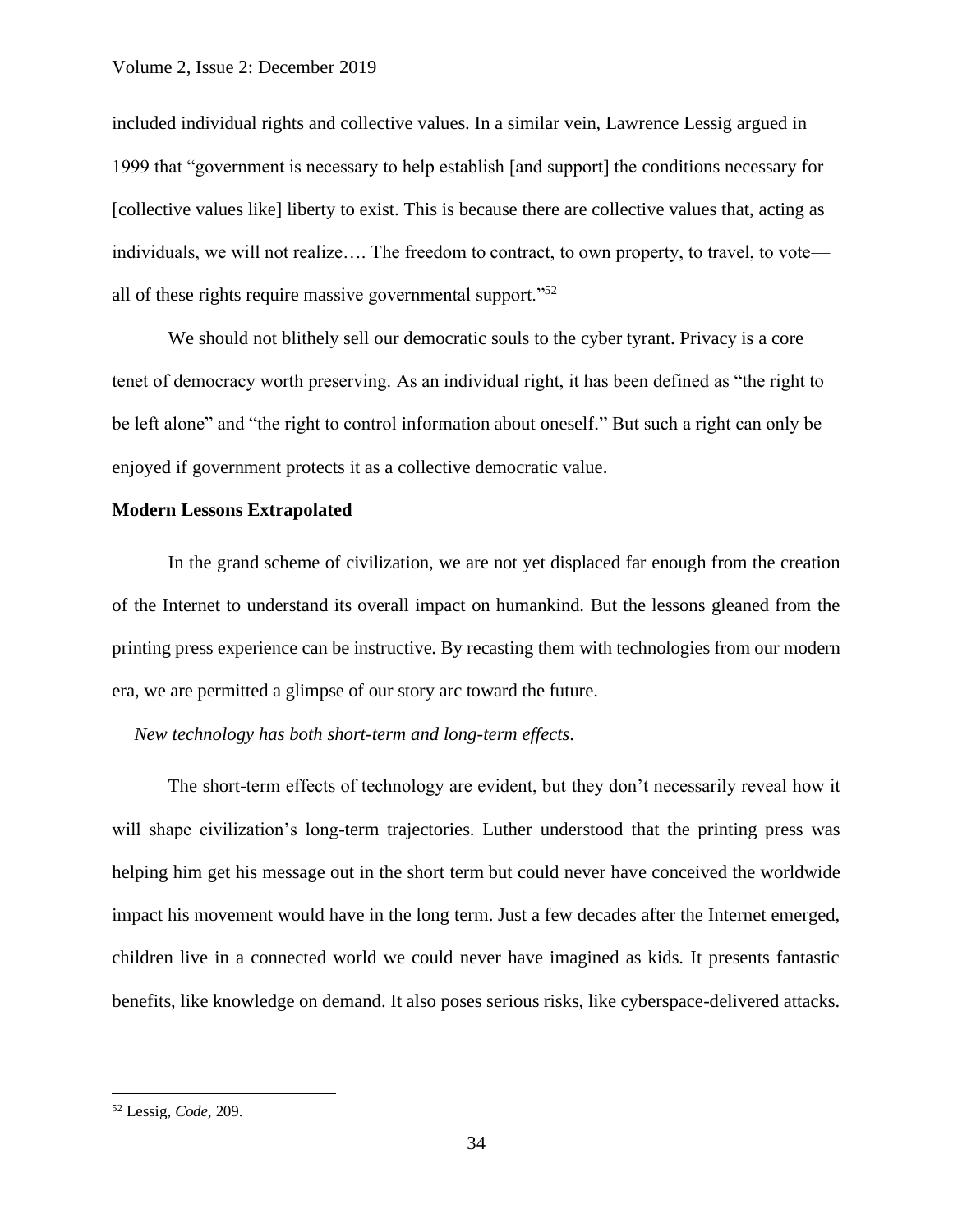included individual rights and collective values. In a similar vein, Lawrence Lessig argued in 1999 that "government is necessary to help establish [and support] the conditions necessary for [collective values like] liberty to exist. This is because there are collective values that, acting as individuals, we will not realize…. The freedom to contract, to own property, to travel, to vote—all of these rights require massive governmental support."[52]

We should not blithely sell our democratic souls to the cyber tyrant. Privacy is a core tenet of democracy worth preserving. As an individual right, it has been defined as "the right to be left alone" and "the right to control information about oneself." But such a right can only be enjoyed if government protects it as a collective democratic value.

**Modern Lessons Extrapolated**

In the grand scheme of civilization, we are not yet displaced far enough from the creation of the Internet to understand its overall impact on humankind. But the lessons gleaned from the printing press experience can be instructive. By recasting them with technologies from our modern era, we are permitted a glimpse of our story arc toward the future.

*New technology has both short-term and long-term effects.*

The short-term effects of technology are evident, but they don't necessarily reveal how it will shape civilization's long-term trajectories. Luther understood that the printing press was helping him get his message out in the short term but could never have conceived the worldwide impact his movement would have in the long term. Just a few decades after the Internet emerged, children live in a connected world we could never have imagined as kids. It presents fantastic benefits, like knowledge on demand. It also poses serious risks, like cyberspace-delivered attacks.

---

[52] Lessig, *Code*, 209.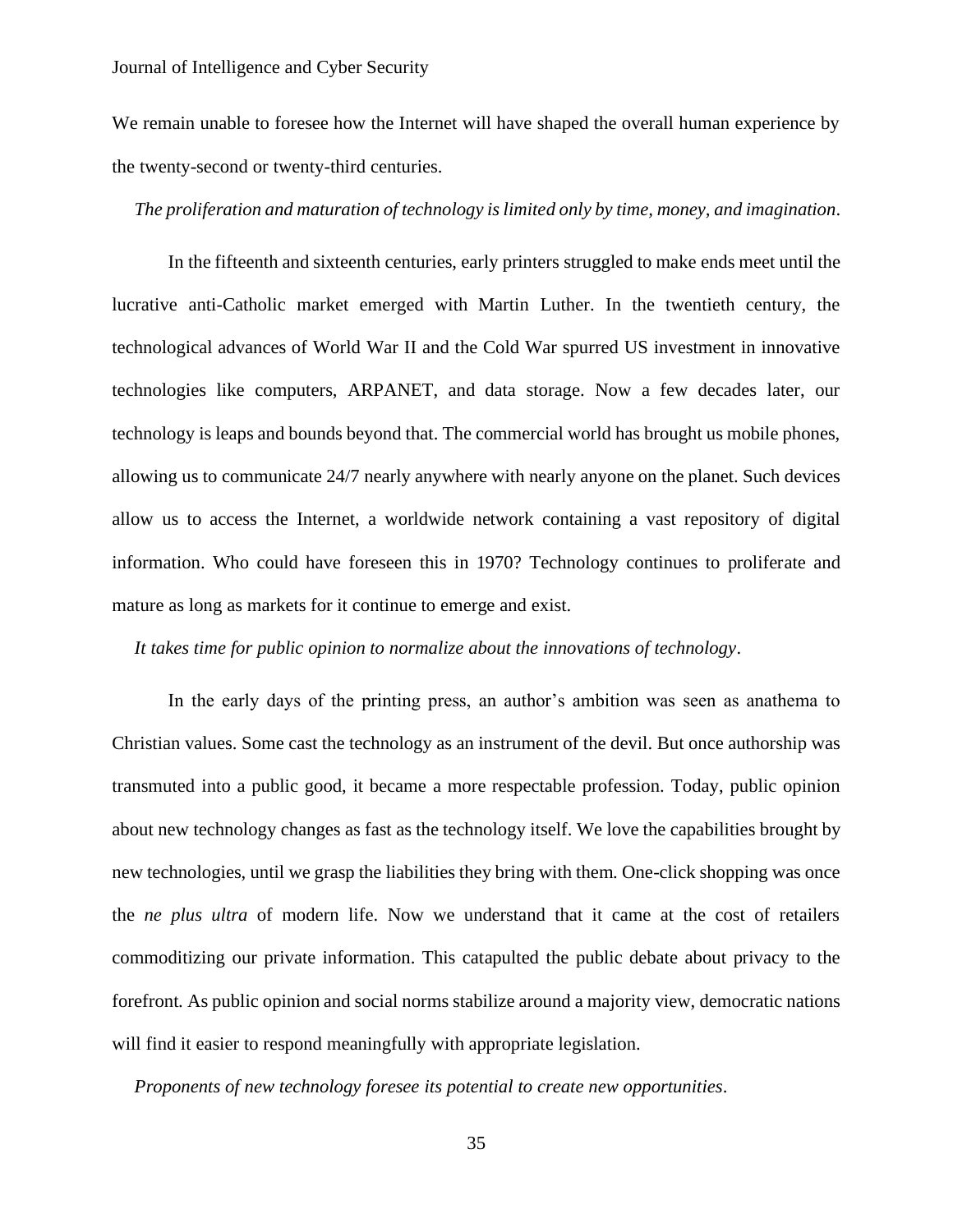We remain unable to foresee how the Internet will have shaped the overall human experience by the twenty-second or twenty-third centuries.

*The proliferation and maturation of technology is limited only by time, money, and imagination*.

In the fifteenth and sixteenth centuries, early printers struggled to make ends meet until the lucrative anti-Catholic market emerged with Martin Luther. In the twentieth century, the technological advances of World War II and the Cold War spurred US investment in innovative technologies like computers, ARPANET, and data storage. Now a few decades later, our technology is leaps and bounds beyond that. The commercial world has brought us mobile phones, allowing us to communicate 24/7 nearly anywhere with nearly anyone on the planet. Such devices allow us to access the Internet, a worldwide network containing a vast repository of digital information. Who could have foreseen this in 1970? Technology continues to proliferate and mature as long as markets for it continue to emerge and exist.

*It takes time for public opinion to normalize about the innovations of technology*.

In the early days of the printing press, an author's ambition was seen as anathema to Christian values. Some cast the technology as an instrument of the devil. But once authorship was transmuted into a public good, it became a more respectable profession. Today, public opinion about new technology changes as fast as the technology itself. We love the capabilities brought by new technologies, until we grasp the liabilities they bring with them. One-click shopping was once the *ne plus ultra* of modern life. Now we understand that it came at the cost of retailers commoditizing our private information. This catapulted the public debate about privacy to the forefront. As public opinion and social norms stabilize around a majority view, democratic nations will find it easier to respond meaningfully with appropriate legislation.

*Proponents of new technology foresee its potential to create new opportunities*.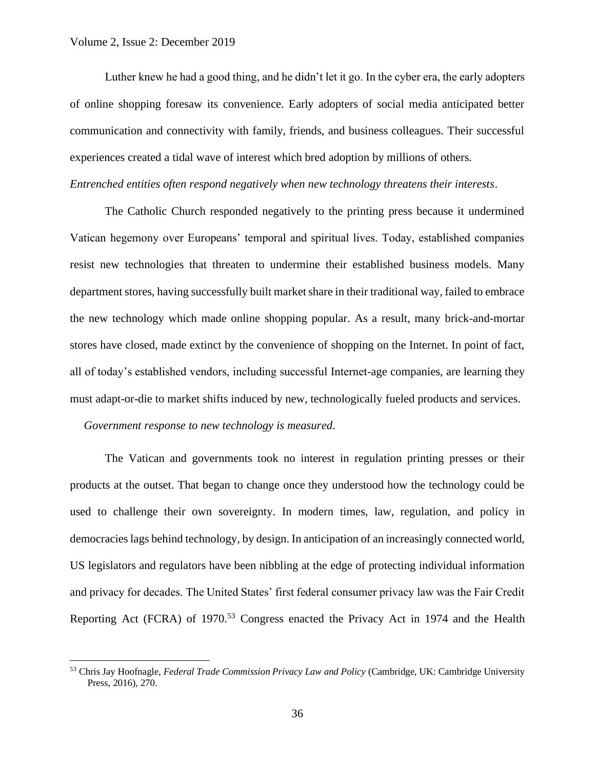Luther knew he had a good thing, and he didn't let it go. In the cyber era, the early adopters of online shopping foresaw its convenience. Early adopters of social media anticipated better communication and connectivity with family, friends, and business colleagues. Their successful experiences created a tidal wave of interest which bred adoption by millions of others.

*Entrenched entities often respond negatively when new technology threatens their interests*.

The Catholic Church responded negatively to the printing press because it undermined Vatican hegemony over Europeans' temporal and spiritual lives. Today, established companies resist new technologies that threaten to undermine their established business models. Many department stores, having successfully built market share in their traditional way, failed to embrace the new technology which made online shopping popular. As a result, many brick-and-mortar stores have closed, made extinct by the convenience of shopping on the Internet. In point of fact, all of today's established vendors, including successful Internet-age companies, are learning they must adapt-or-die to market shifts induced by new, technologically fueled products and services.

*Government response to new technology is measured*.

The Vatican and governments took no interest in regulation printing presses or their products at the outset. That began to change once they understood how the technology could be used to challenge their own sovereignty. In modern times, law, regulation, and policy in democracies lags behind technology, by design. In anticipation of an increasingly connected world, US legislators and regulators have been nibbling at the edge of protecting individual information and privacy for decades. The United States' first federal consumer privacy law was the Fair Credit Reporting Act (FCRA) of 1970.[53] Congress enacted the Privacy Act in 1974 and the Health

[53] Chris Jay Hoofnagle, *Federal Trade Commission Privacy Law and Policy* (Cambridge, UK: Cambridge University Press, 2016), 270.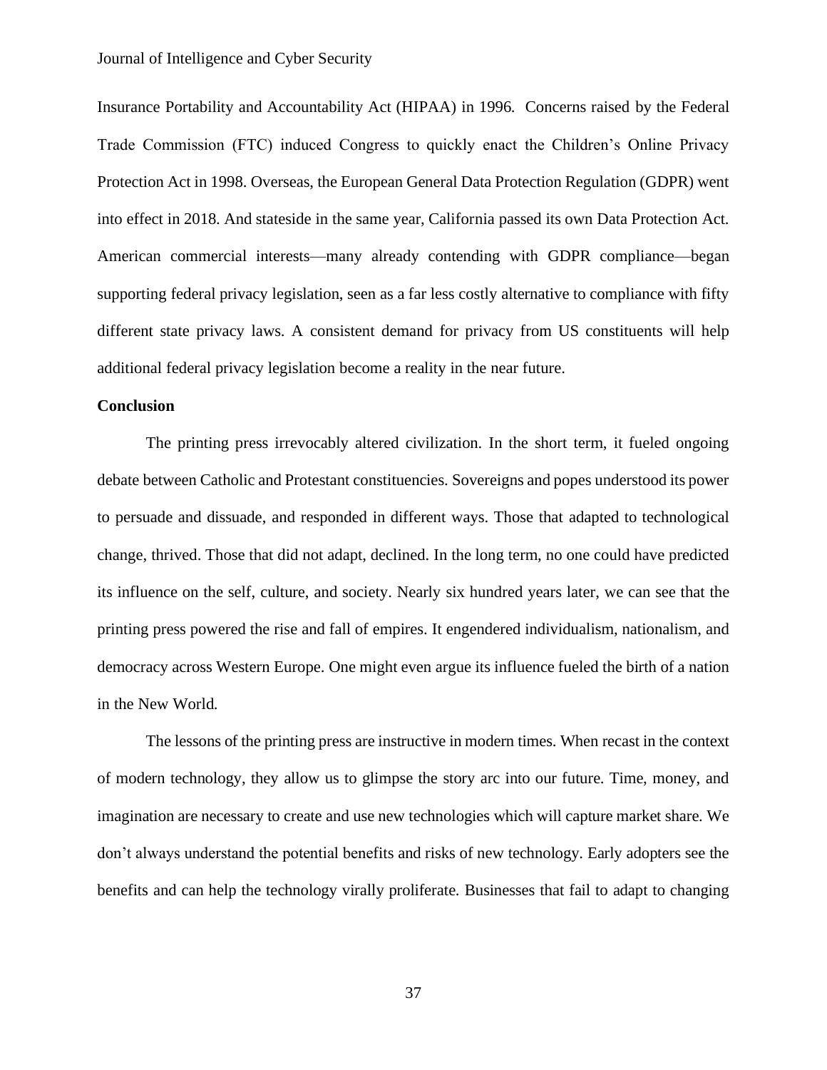Insurance Portability and Accountability Act (HIPAA) in 1996. Concerns raised by the Federal Trade Commission (FTC) induced Congress to quickly enact the Children's Online Privacy Protection Act in 1998. Overseas, the European General Data Protection Regulation (GDPR) went into effect in 2018. And stateside in the same year, California passed its own Data Protection Act. American commercial interests—many already contending with GDPR compliance—began supporting federal privacy legislation, seen as a far less costly alternative to compliance with fifty different state privacy laws. A consistent demand for privacy from US constituents will help additional federal privacy legislation become a reality in the near future.

**Conclusion**

The printing press irrevocably altered civilization. In the short term, it fueled ongoing debate between Catholic and Protestant constituencies. Sovereigns and popes understood its power to persuade and dissuade, and responded in different ways. Those that adapted to technological change, thrived. Those that did not adapt, declined. In the long term, no one could have predicted its influence on the self, culture, and society. Nearly six hundred years later, we can see that the printing press powered the rise and fall of empires. It engendered individualism, nationalism, and democracy across Western Europe. One might even argue its influence fueled the birth of a nation in the New World.

The lessons of the printing press are instructive in modern times. When recast in the context of modern technology, they allow us to glimpse the story arc into our future. Time, money, and imagination are necessary to create and use new technologies which will capture market share. We don't always understand the potential benefits and risks of new technology. Early adopters see the benefits and can help the technology virally proliferate. Businesses that fail to adapt to changing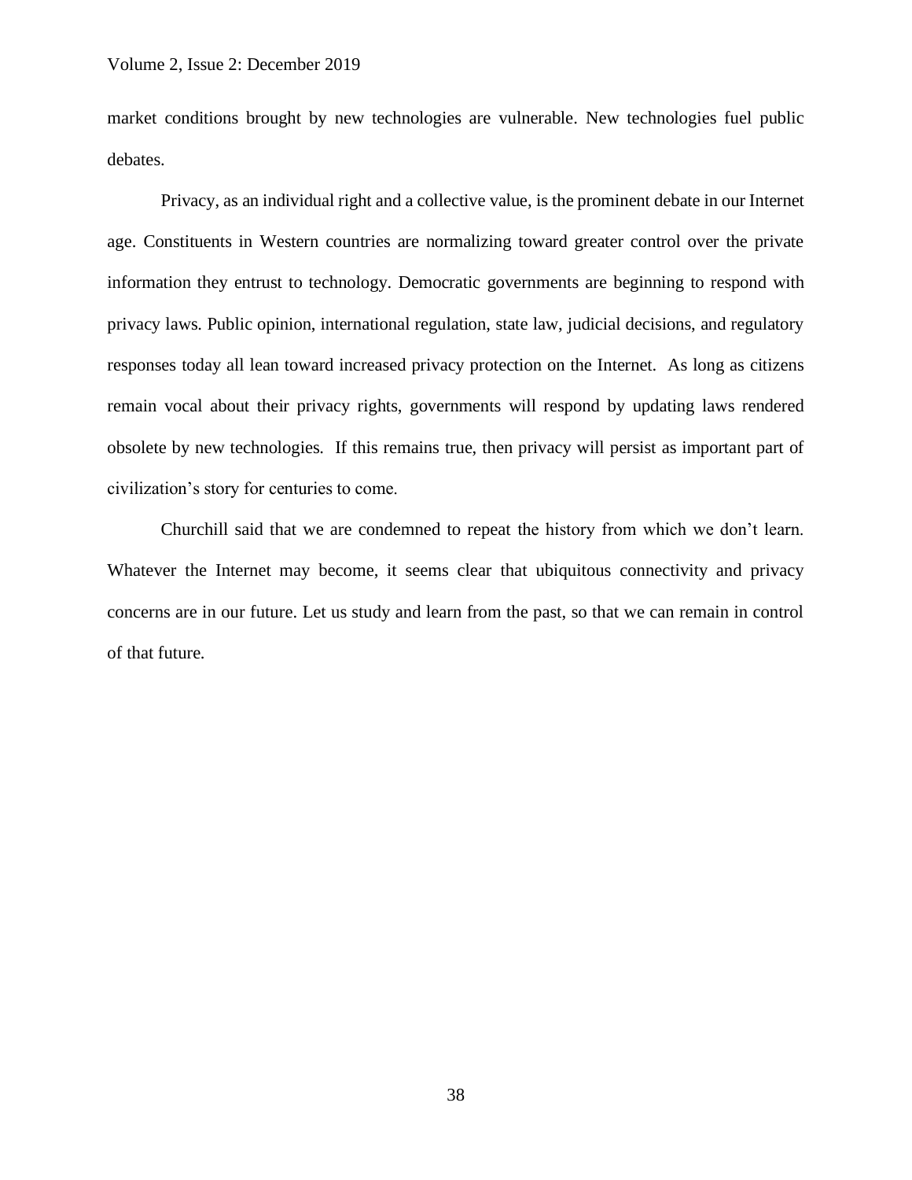market conditions brought by new technologies are vulnerable. New technologies fuel public debates.

Privacy, as an individual right and a collective value, is the prominent debate in our Internet age. Constituents in Western countries are normalizing toward greater control over the private information they entrust to technology. Democratic governments are beginning to respond with privacy laws. Public opinion, international regulation, state law, judicial decisions, and regulatory responses today all lean toward increased privacy protection on the Internet. As long as citizens remain vocal about their privacy rights, governments will respond by updating laws rendered obsolete by new technologies. If this remains true, then privacy will persist as important part of civilization's story for centuries to come.

Churchill said that we are condemned to repeat the history from which we don't learn. Whatever the Internet may become, it seems clear that ubiquitous connectivity and privacy concerns are in our future. Let us study and learn from the past, so that we can remain in control of that future.